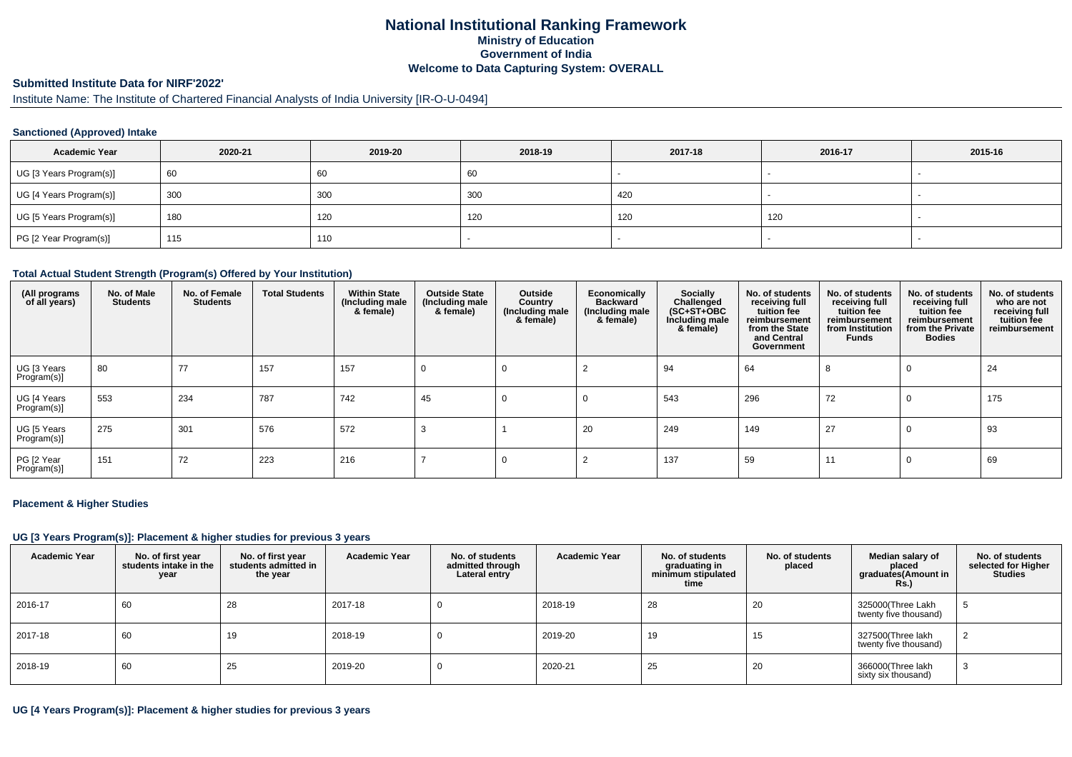# National Institutional Ranking Framework

**Ministry of Education**
**Government of India**
**Welcome to Data Capturing System: OVERALL**

## Submitted Institute Data for NIRF'2022'

Institute Name: The Institute of Chartered Financial Analysts of India University [IR-O-U-0494]

### Sanctioned (Approved) Intake

| Academic Year | 2020-21 | 2019-20 | 2018-19 | 2017-18 | 2016-17 | 2015-16 |
|---|---|---|---|---|---|---|
| UG [3 Years Program(s)] | 60 | 60 | 60 | - | - | - |
| UG [4 Years Program(s)] | 300 | 300 | 300 | 420 | - | - |
| UG [5 Years Program(s)] | 180 | 120 | 120 | 120 | 120 | - |
| PG [2 Year Program(s)] | 115 | 110 | - | - | - | - |

### Total Actual Student Strength (Program(s) Offered by Your Institution)

| (All programs of all years) | No. of Male Students | No. of Female Students | Total Students | Within State (Including male & female) | Outside State (Including male & female) | Outside Country (Including male & female) | Economically Backward (Including male & female) | Socially Challenged (SC+ST+OBC Including male & female) | No. of students receiving full tuition fee reimbursement from the State and Central Government | No. of students receiving full tuition fee reimbursement from Institution Funds | No. of students receiving full tuition fee reimbursement from the Private Bodies | No. of students who are not receiving full tuition fee reimbursement |
|---|---|---|---|---|---|---|---|---|---|---|---|---|
| UG [3 Years Program(s)] | 80 | 77 | 157 | 157 | 0 | 0 | 2 | 94 | 64 | 8 | 0 | 24 |
| UG [4 Years Program(s)] | 553 | 234 | 787 | 742 | 45 | 0 | 0 | 543 | 296 | 72 | 0 | 175 |
| UG [5 Years Program(s)] | 275 | 301 | 576 | 572 | 3 | 1 | 20 | 249 | 149 | 27 | 0 | 93 |
| PG [2 Year Program(s)] | 151 | 72 | 223 | 216 | 7 | 0 | 2 | 137 | 59 | 11 | 0 | 69 |

### Placement & Higher Studies

#### UG [3 Years Program(s)]: Placement & higher studies for previous 3 years

| Academic Year | No. of first year students intake in the year | No. of first year students admitted in the year | Academic Year | No. of students admitted through Lateral entry | Academic Year | No. of students graduating in minimum stipulated time | No. of students placed | Median salary of placed graduates(Amount in Rs.) | No. of students selected for Higher Studies |
|---|---|---|---|---|---|---|---|---|---|
| 2016-17 | 60 | 28 | 2017-18 | 0 | 2018-19 | 28 | 20 | 325000(Three Lakh twenty five thousand) | 5 |
| 2017-18 | 60 | 19 | 2018-19 | 0 | 2019-20 | 19 | 15 | 327500(Three lakh twenty five thousand) | 2 |
| 2018-19 | 60 | 25 | 2019-20 | 0 | 2020-21 | 25 | 20 | 366000(Three lakh sixty six thousand) | 3 |

#### UG [4 Years Program(s)]: Placement & higher studies for previous 3 years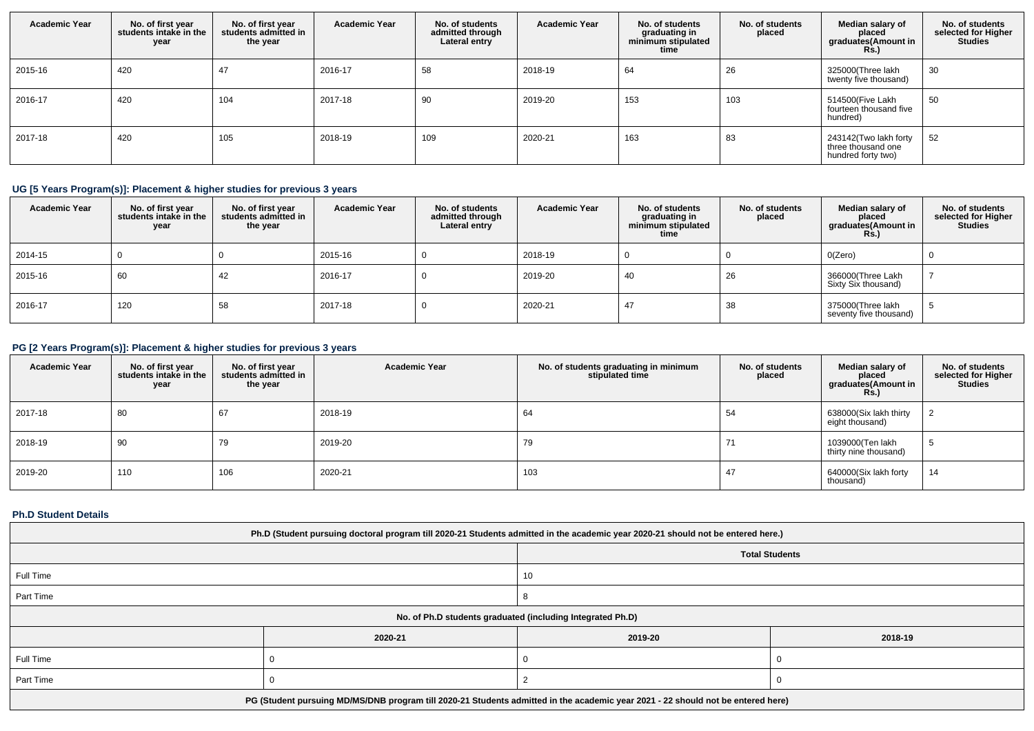| Academic Year | No. of first year students intake in the year | No. of first year students admitted in the year | Academic Year | No. of students admitted through Lateral entry | Academic Year | No. of students graduating in minimum stipulated time | No. of students placed | Median salary of placed graduates(Amount in Rs.) | No. of students selected for Higher Studies |
|---|---|---|---|---|---|---|---|---|---|
| 2015-16 | 420 | 47 | 2016-17 | 58 | 2018-19 | 64 | 26 | 325000(Three lakh twenty five thousand) | 30 |
| 2016-17 | 420 | 104 | 2017-18 | 90 | 2019-20 | 153 | 103 | 514500(Five Lakh fourteen thousand five hundred) | 50 |
| 2017-18 | 420 | 105 | 2018-19 | 109 | 2020-21 | 163 | 83 | 243142(Two lakh forty three thousand one hundred forty two) | 52 |

### UG [5 Years Program(s)]: Placement & higher studies for previous 3 years

| Academic Year | No. of first year students intake in the year | No. of first year students admitted in the year | Academic Year | No. of students admitted through Lateral entry | Academic Year | No. of students graduating in minimum stipulated time | No. of students placed | Median salary of placed graduates(Amount in Rs.) | No. of students selected for Higher Studies |
|---|---|---|---|---|---|---|---|---|---|
| 2014-15 | 0 | 0 | 2015-16 | 0 | 2018-19 | 0 | 0 | 0(Zero) | 0 |
| 2015-16 | 60 | 42 | 2016-17 | 0 | 2019-20 | 40 | 26 | 366000(Three Lakh Sixty Six thousand) | 7 |
| 2016-17 | 120 | 58 | 2017-18 | 0 | 2020-21 | 47 | 38 | 375000(Three lakh seventy five thousand) | 5 |

### PG [2 Years Program(s)]: Placement & higher studies for previous 3 years

| Academic Year | No. of first year students intake in the year | No. of first year students admitted in the year | Academic Year | No. of students graduating in minimum stipulated time | No. of students placed | Median salary of placed graduates(Amount in Rs.) | No. of students selected for Higher Studies |
|---|---|---|---|---|---|---|---|
| 2017-18 | 80 | 67 | 2018-19 | 64 | 54 | 638000(Six lakh thirty eight thousand) | 2 |
| 2018-19 | 90 | 79 | 2019-20 | 79 | 71 | 1039000(Ten lakh thirty nine thousand) | 5 |
| 2019-20 | 110 | 106 | 2020-21 | 103 | 47 | 640000(Six lakh forty thousand) | 14 |

### Ph.D Student Details

| Ph.D (Student pursuing doctoral program till 2020-21 Students admitted in the academic year 2020-21 should not be entered here.) | | | |
|---|---|---|---|
| | | Total Students | |
| Full Time | | 10 | |
| Part Time | | 8 | |
| No. of Ph.D students graduated (including Integrated Ph.D) | | | |
| | 2020-21 | 2019-20 | 2018-19 |
| Full Time | 0 | 0 | 0 |
| Part Time | 0 | 2 | 0 |
| PG (Student pursuing MD/MS/DNB program till 2020-21 Students admitted in the academic year 2021 - 22 should not be entered here) | | | |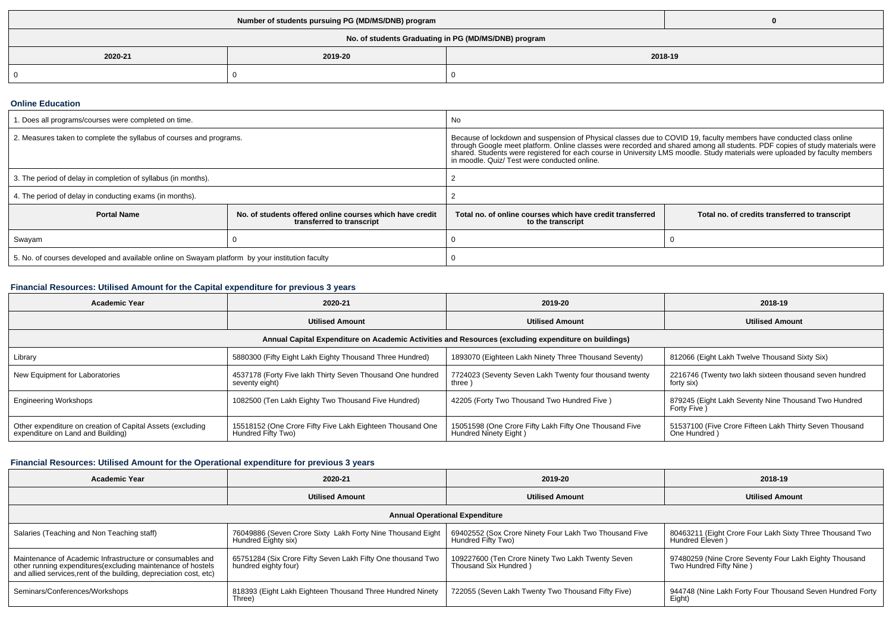| Number of students pursuing PG (MD/MS/DNB) program | | 0 |
|---|---|---|
| **No. of students Graduating in PG (MD/MS/DNB) program** | | |
| **2020-21** | **2019-20** | **2018-19** |
| 0 | 0 | 0 |

### Online Education

| | | | |
|---|---|---|---|
| 1. Does all programs/courses were completed on time. | | No | |
| 2. Measures taken to complete the syllabus of courses and programs. | | Because of lockdown and suspension of Physical classes due to COVID 19, faculty members have conducted class online through Google meet platform. Online classes were recorded and shared among all students. PDF copies of study materials were shared. Students were registered for each course in University LMS moodle. Study materials were uploaded by faculty members in moodle. Quiz/ Test were conducted online. | |
| 3. The period of delay in completion of syllabus (in months). | | 2 | |
| 4. The period of delay in conducting exams (in months). | | 2 | |
| **Portal Name** | **No. of students offered online courses which have credit transferred to transcript** | **Total no. of online courses which have credit transferred to the transcript** | **Total no. of credits transferred to transcript** |
| Swayam | 0 | 0 | 0 |
| 5. No. of courses developed and available online on Swayam platform by your institution faculty | | 0 | |

### Financial Resources: Utilised Amount for the Capital expenditure for previous 3 years

| Academic Year | 2020-21 | 2019-20 | 2018-19 |
|---|---|---|---|
| | **Utilised Amount** | **Utilised Amount** | **Utilised Amount** |
| **Annual Capital Expenditure on Academic Activities and Resources (excluding expenditure on buildings)** | | | |
| Library | 5880300 (Fifty Eight Lakh Eighty Thousand Three Hundred) | 1893070 (Eighteen Lakh Ninety Three Thousand Seventy) | 812066 (Eight Lakh Twelve Thousand Sixty Six) |
| New Equipment for Laboratories | 4537178 (Forty Five lakh Thirty Seven Thousand One hundred seventy eight) | 7724023 (Seventy Seven Lakh Twenty four thousand twenty three ) | 2216746 (Twenty two lakh sixteen thousand seven hundred forty six) |
| Engineering Workshops | 1082500 (Ten Lakh Eighty Two Thousand Five Hundred) | 42205 (Forty Two Thousand Two Hundred Five ) | 879245 (Eight Lakh Seventy Nine Thousand Two Hundred Forty Five ) |
| Other expenditure on creation of Capital Assets (excluding expenditure on Land and Building) | 15518152 (One Crore Fifty Five Lakh Eighteen Thousand One Hundred Fifty Two) | 15051598 (One Crore Fifty Lakh Fifty One Thousand Five Hundred Ninety Eight ) | 51537100 (Five Crore Fifteen Lakh Thirty Seven Thousand One Hundred ) |

### Financial Resources: Utilised Amount for the Operational expenditure for previous 3 years

| Academic Year | 2020-21 | 2019-20 | 2018-19 |
|---|---|---|---|
| | **Utilised Amount** | **Utilised Amount** | **Utilised Amount** |
| **Annual Operational Expenditure** | | | |
| Salaries (Teaching and Non Teaching staff) | 76049886 (Seven Crore Sixty Lakh Forty Nine Thousand Eight Hundred Eighty six) | 69402552 (Sox Crore Ninety Four Lakh Two Thousand Five Hundred Fifty Two) | 80463211 (Eight Crore Four Lakh Sixty Three Thousand Two Hundred Eleven ) |
| Maintenance of Academic Infrastructure or consumables and other running expenditures(excluding maintenance of hostels and allied services,rent of the building, depreciation cost, etc) | 65751284 (Six Crore Fifty Seven Lakh Fifty One thousand Two hundred eighty four) | 109227600 (Ten Crore Ninety Two Lakh Twenty Seven Thousand Six Hundred ) | 97480259 (Nine Crore Seventy Four Lakh Eighty Thousand Two Hundred Fifty Nine ) |
| Seminars/Conferences/Workshops | 818393 (Eight Lakh Eighteen Thousand Three Hundred Ninety Three) | 722055 (Seven Lakh Twenty Two Thousand Fifty Five) | 944748 (Nine Lakh Forty Four Thousand Seven Hundred Forty Eight) |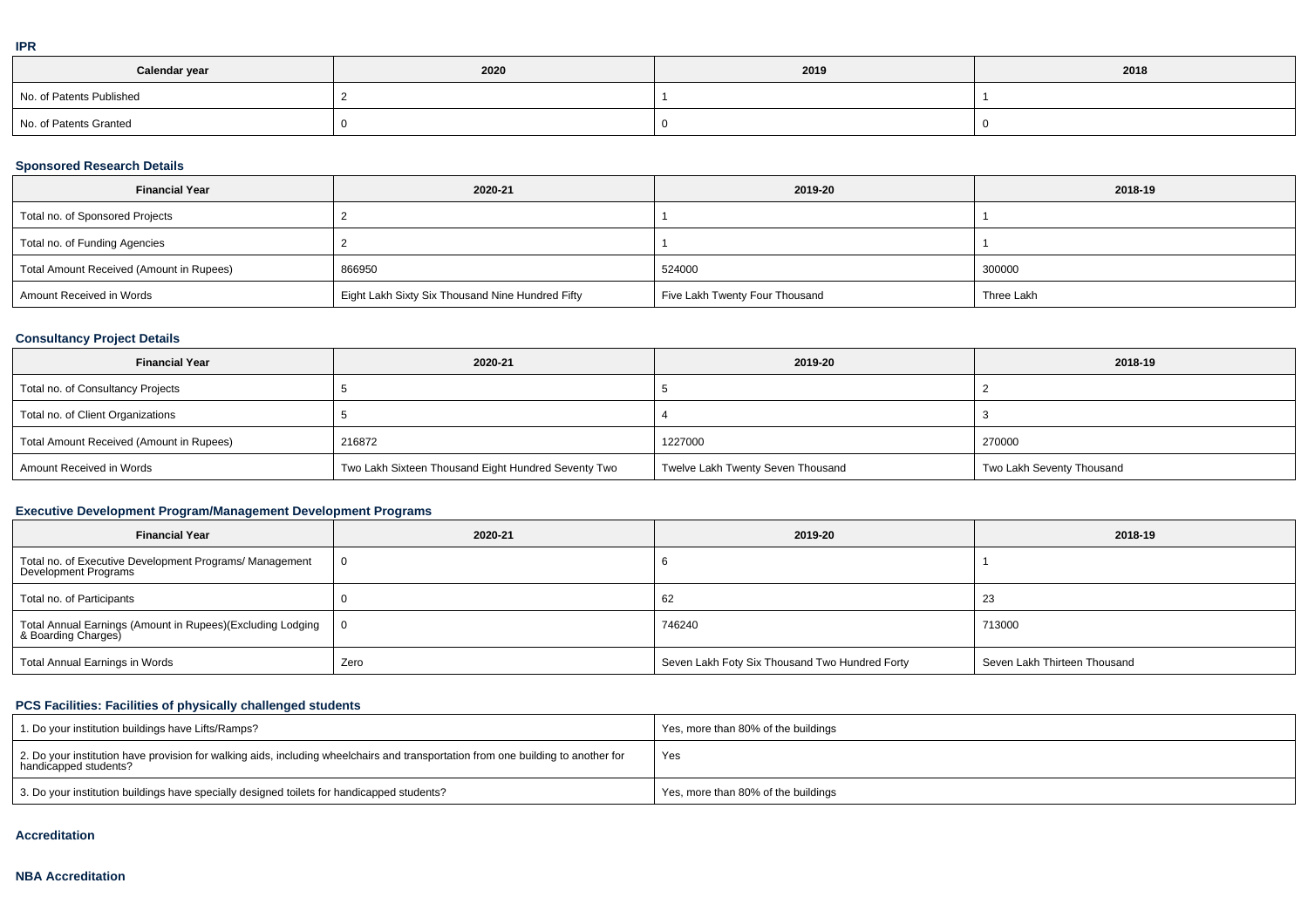### IPR

| Calendar year | 2020 | 2019 | 2018 |
| --- | --- | --- | --- |
| No. of Patents Published | 2 | 1 | 1 |
| No. of Patents Granted | 0 | 0 | 0 |

### Sponsored Research Details

| Financial Year | 2020-21 | 2019-20 | 2018-19 |
| --- | --- | --- | --- |
| Total no. of Sponsored Projects | 2 | 1 | 1 |
| Total no. of Funding Agencies | 2 | 1 | 1 |
| Total Amount Received (Amount in Rupees) | 866950 | 524000 | 300000 |
| Amount Received in Words | Eight Lakh Sixty Six Thousand Nine Hundred Fifty | Five Lakh Twenty Four Thousand | Three Lakh |

### Consultancy Project Details

| Financial Year | 2020-21 | 2019-20 | 2018-19 |
| --- | --- | --- | --- |
| Total no. of Consultancy Projects | 5 | 5 | 2 |
| Total no. of Client Organizations | 5 | 4 | 3 |
| Total Amount Received (Amount in Rupees) | 216872 | 1227000 | 270000 |
| Amount Received in Words | Two Lakh Sixteen Thousand Eight Hundred Seventy Two | Twelve Lakh Twenty Seven Thousand | Two Lakh Seventy Thousand |

### Executive Development Program/Management Development Programs

| Financial Year | 2020-21 | 2019-20 | 2018-19 |
| --- | --- | --- | --- |
| Total no. of Executive Development Programs/ Management Development Programs | 0 | 6 | 1 |
| Total no. of Participants | 0 | 62 | 23 |
| Total Annual Earnings (Amount in Rupees)(Excluding Lodging & Boarding Charges) | 0 | 746240 | 713000 |
| Total Annual Earnings in Words | Zero | Seven Lakh Foty Six Thousand Two Hundred Forty | Seven Lakh Thirteen Thousand |

### PCS Facilities: Facilities of physically challenged students

| | |
| --- | --- |
| 1. Do your institution buildings have Lifts/Ramps? | Yes, more than 80% of the buildings |
| 2. Do your institution have provision for walking aids, including wheelchairs and transportation from one building to another for handicapped students? | Yes |
| 3. Do your institution buildings have specially designed toilets for handicapped students? | Yes, more than 80% of the buildings |

### Accreditation

### NBA Accreditation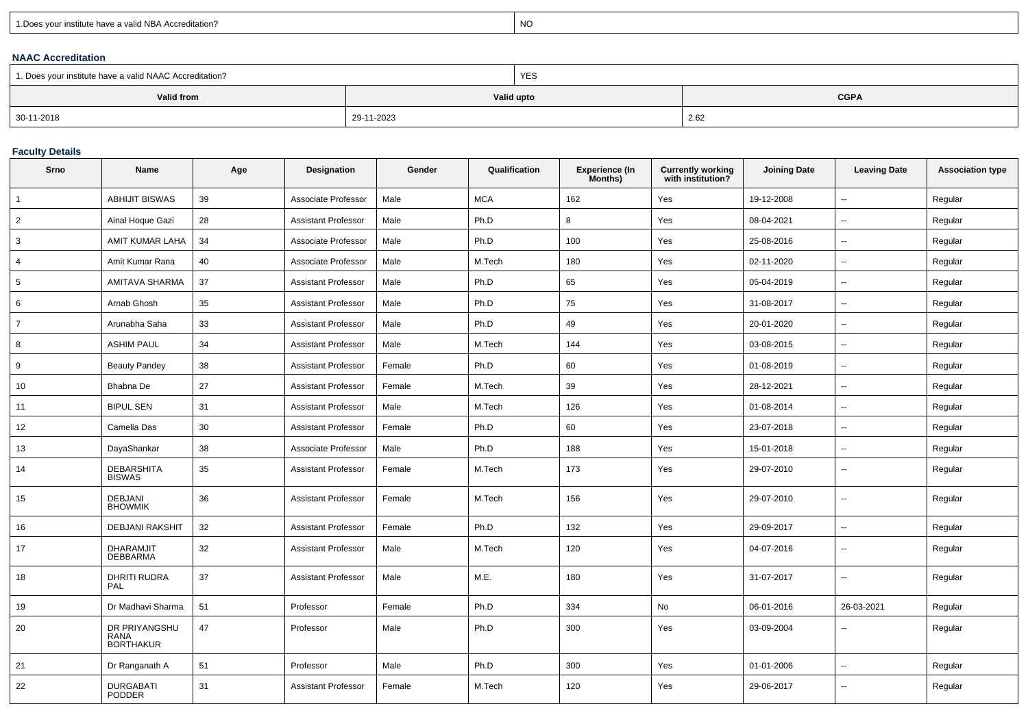| 1.Does your institute have a valid NBA Accreditation? | NO |
|---|---|

### NAAC Accreditation

| 1. Does your institute have a valid NAAC Accreditation? | YES | |
|---|---|---|
| **Valid from** | **Valid upto** | **CGPA** |
| 30-11-2018 | 29-11-2023 | 2.62 |

### Faculty Details

| Srno | Name | Age | Designation | Gender | Qualification | Experience (In Months) | Currently working with institution? | Joining Date | Leaving Date | Association type |
|---|---|---|---|---|---|---|---|---|---|---|
| 1 | ABHIJIT BISWAS | 39 | Associate Professor | Male | MCA | 162 | Yes | 19-12-2008 | -- | Regular |
| 2 | Ainal Hoque Gazi | 28 | Assistant Professor | Male | Ph.D | 8 | Yes | 08-04-2021 | -- | Regular |
| 3 | AMIT KUMAR LAHA | 34 | Associate Professor | Male | Ph.D | 100 | Yes | 25-08-2016 | -- | Regular |
| 4 | Amit Kumar Rana | 40 | Associate Professor | Male | M.Tech | 180 | Yes | 02-11-2020 | -- | Regular |
| 5 | AMITAVA SHARMA | 37 | Assistant Professor | Male | Ph.D | 65 | Yes | 05-04-2019 | -- | Regular |
| 6 | Arnab Ghosh | 35 | Assistant Professor | Male | Ph.D | 75 | Yes | 31-08-2017 | -- | Regular |
| 7 | Arunabha Saha | 33 | Assistant Professor | Male | Ph.D | 49 | Yes | 20-01-2020 | -- | Regular |
| 8 | ASHIM PAUL | 34 | Assistant Professor | Male | M.Tech | 144 | Yes | 03-08-2015 | -- | Regular |
| 9 | Beauty Pandey | 38 | Assistant Professor | Female | Ph.D | 60 | Yes | 01-08-2019 | -- | Regular |
| 10 | Bhabna De | 27 | Assistant Professor | Female | M.Tech | 39 | Yes | 28-12-2021 | -- | Regular |
| 11 | BIPUL SEN | 31 | Assistant Professor | Male | M.Tech | 126 | Yes | 01-08-2014 | -- | Regular |
| 12 | Camelia Das | 30 | Assistant Professor | Female | Ph.D | 60 | Yes | 23-07-2018 | -- | Regular |
| 13 | DayaShankar | 38 | Associate Professor | Male | Ph.D | 188 | Yes | 15-01-2018 | -- | Regular |
| 14 | DEBARSHITA BISWAS | 35 | Assistant Professor | Female | M.Tech | 173 | Yes | 29-07-2010 | -- | Regular |
| 15 | DEBJANI BHOWMIK | 36 | Assistant Professor | Female | M.Tech | 156 | Yes | 29-07-2010 | -- | Regular |
| 16 | DEBJANI RAKSHIT | 32 | Assistant Professor | Female | Ph.D | 132 | Yes | 29-09-2017 | -- | Regular |
| 17 | DHARAMJIT DEBBARMA | 32 | Assistant Professor | Male | M.Tech | 120 | Yes | 04-07-2016 | -- | Regular |
| 18 | DHRITI RUDRA PAL | 37 | Assistant Professor | Male | M.E. | 180 | Yes | 31-07-2017 | -- | Regular |
| 19 | Dr Madhavi Sharma | 51 | Professor | Female | Ph.D | 334 | No | 06-01-2016 | 26-03-2021 | Regular |
| 20 | DR PRIYANGSHU RANA BORTHAKUR | 47 | Professor | Male | Ph.D | 300 | Yes | 03-09-2004 | -- | Regular |
| 21 | Dr Ranganath A | 51 | Professor | Male | Ph.D | 300 | Yes | 01-01-2006 | -- | Regular |
| 22 | DURGABATI PODDER | 31 | Assistant Professor | Female | M.Tech | 120 | Yes | 29-06-2017 | -- | Regular |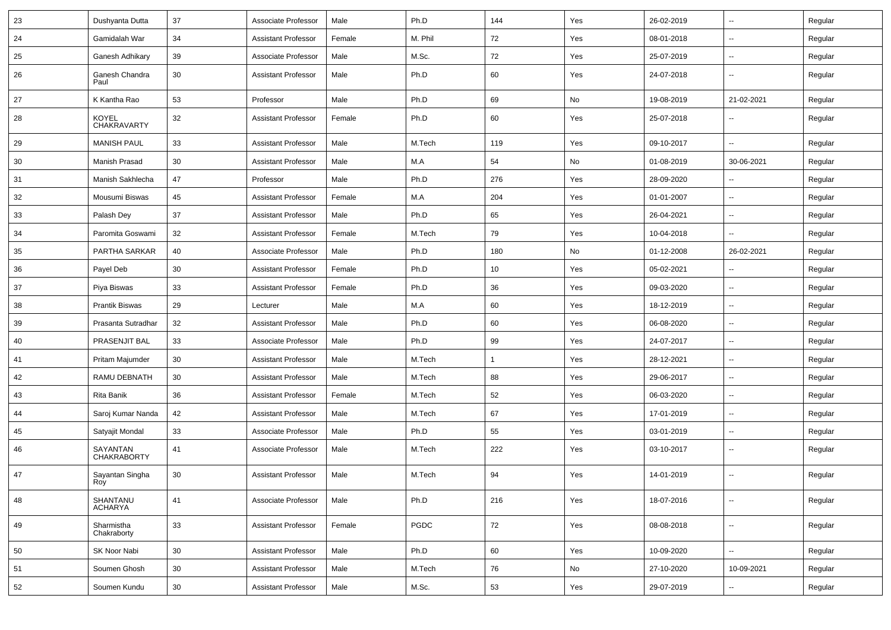| 23 | Dushyanta Dutta | 37 | Associate Professor | Male | Ph.D | 144 | Yes | 26-02-2019 | -- | Regular |
|---|---|---|---|---|---|---|---|---|---|---|
| 24 | Gamidalah War | 34 | Assistant Professor | Female | M. Phil | 72 | Yes | 08-01-2018 | -- | Regular |
| 25 | Ganesh Adhikary | 39 | Associate Professor | Male | M.Sc. | 72 | Yes | 25-07-2019 | -- | Regular |
| 26 | Ganesh Chandra Paul | 30 | Assistant Professor | Male | Ph.D | 60 | Yes | 24-07-2018 | -- | Regular |
| 27 | K Kantha Rao | 53 | Professor | Male | Ph.D | 69 | No | 19-08-2019 | 21-02-2021 | Regular |
| 28 | KOYEL CHAKRAVARTY | 32 | Assistant Professor | Female | Ph.D | 60 | Yes | 25-07-2018 | -- | Regular |
| 29 | MANISH PAUL | 33 | Assistant Professor | Male | M.Tech | 119 | Yes | 09-10-2017 | -- | Regular |
| 30 | Manish Prasad | 30 | Assistant Professor | Male | M.A | 54 | No | 01-08-2019 | 30-06-2021 | Regular |
| 31 | Manish Sakhlecha | 47 | Professor | Male | Ph.D | 276 | Yes | 28-09-2020 | -- | Regular |
| 32 | Mousumi Biswas | 45 | Assistant Professor | Female | M.A | 204 | Yes | 01-01-2007 | -- | Regular |
| 33 | Palash Dey | 37 | Assistant Professor | Male | Ph.D | 65 | Yes | 26-04-2021 | -- | Regular |
| 34 | Paromita Goswami | 32 | Assistant Professor | Female | M.Tech | 79 | Yes | 10-04-2018 | -- | Regular |
| 35 | PARTHA SARKAR | 40 | Associate Professor | Male | Ph.D | 180 | No | 01-12-2008 | 26-02-2021 | Regular |
| 36 | Payel Deb | 30 | Assistant Professor | Female | Ph.D | 10 | Yes | 05-02-2021 | -- | Regular |
| 37 | Piya Biswas | 33 | Assistant Professor | Female | Ph.D | 36 | Yes | 09-03-2020 | -- | Regular |
| 38 | Prantik Biswas | 29 | Lecturer | Male | M.A | 60 | Yes | 18-12-2019 | -- | Regular |
| 39 | Prasanta Sutradhar | 32 | Assistant Professor | Male | Ph.D | 60 | Yes | 06-08-2020 | -- | Regular |
| 40 | PRASENJIT BAL | 33 | Associate Professor | Male | Ph.D | 99 | Yes | 24-07-2017 | -- | Regular |
| 41 | Pritam Majumder | 30 | Assistant Professor | Male | M.Tech | 1 | Yes | 28-12-2021 | -- | Regular |
| 42 | RAMU DEBNATH | 30 | Assistant Professor | Male | M.Tech | 88 | Yes | 29-06-2017 | -- | Regular |
| 43 | Rita Banik | 36 | Assistant Professor | Female | M.Tech | 52 | Yes | 06-03-2020 | -- | Regular |
| 44 | Saroj Kumar Nanda | 42 | Assistant Professor | Male | M.Tech | 67 | Yes | 17-01-2019 | -- | Regular |
| 45 | Satyajit Mondal | 33 | Associate Professor | Male | Ph.D | 55 | Yes | 03-01-2019 | -- | Regular |
| 46 | SAYANTAN CHAKRABORTY | 41 | Associate Professor | Male | M.Tech | 222 | Yes | 03-10-2017 | -- | Regular |
| 47 | Sayantan Singha Roy | 30 | Assistant Professor | Male | M.Tech | 94 | Yes | 14-01-2019 | -- | Regular |
| 48 | SHANTANU ACHARYA | 41 | Associate Professor | Male | Ph.D | 216 | Yes | 18-07-2016 | -- | Regular |
| 49 | Sharmistha Chakraborty | 33 | Assistant Professor | Female | PGDC | 72 | Yes | 08-08-2018 | -- | Regular |
| 50 | SK Noor Nabi | 30 | Assistant Professor | Male | Ph.D | 60 | Yes | 10-09-2020 | -- | Regular |
| 51 | Soumen Ghosh | 30 | Assistant Professor | Male | M.Tech | 76 | No | 27-10-2020 | 10-09-2021 | Regular |
| 52 | Soumen Kundu | 30 | Assistant Professor | Male | M.Sc. | 53 | Yes | 29-07-2019 | -- | Regular |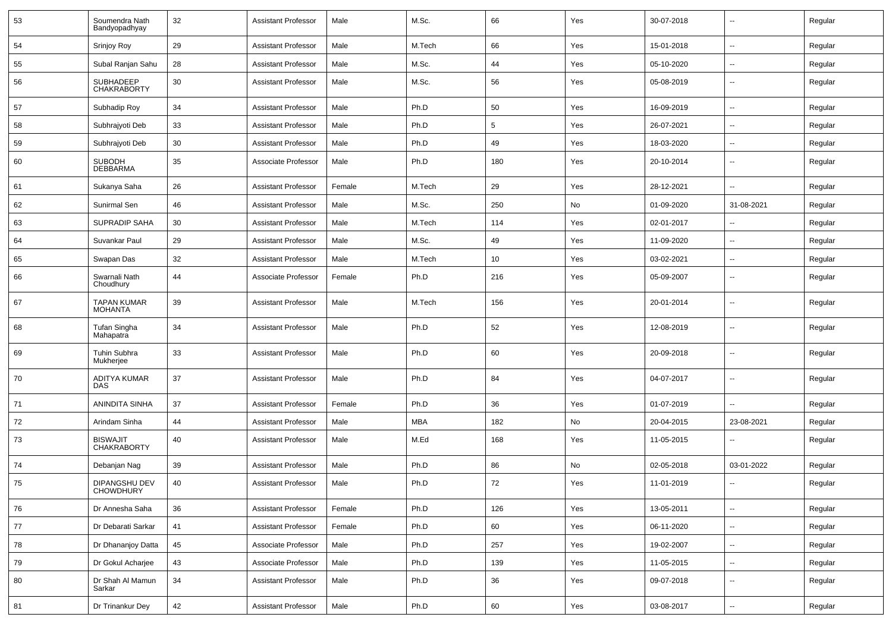| 53 | Soumendra Nath Bandyopadhyay | 32 | Assistant Professor | Male | M.Sc. | 66 | Yes | 30-07-2018 | -- | Regular |
|---|---|---|---|---|---|---|---|---|---|---|
| 54 | Srinjoy Roy | 29 | Assistant Professor | Male | M.Tech | 66 | Yes | 15-01-2018 | -- | Regular |
| 55 | Subal Ranjan Sahu | 28 | Assistant Professor | Male | M.Sc. | 44 | Yes | 05-10-2020 | -- | Regular |
| 56 | SUBHADEEP CHAKRABORTY | 30 | Assistant Professor | Male | M.Sc. | 56 | Yes | 05-08-2019 | -- | Regular |
| 57 | Subhadip Roy | 34 | Assistant Professor | Male | Ph.D | 50 | Yes | 16-09-2019 | -- | Regular |
| 58 | Subhrajyoti Deb | 33 | Assistant Professor | Male | Ph.D | 5 | Yes | 26-07-2021 | -- | Regular |
| 59 | Subhrajyoti Deb | 30 | Assistant Professor | Male | Ph.D | 49 | Yes | 18-03-2020 | -- | Regular |
| 60 | SUBODH DEBBARMA | 35 | Associate Professor | Male | Ph.D | 180 | Yes | 20-10-2014 | -- | Regular |
| 61 | Sukanya Saha | 26 | Assistant Professor | Female | M.Tech | 29 | Yes | 28-12-2021 | -- | Regular |
| 62 | Sunirmal Sen | 46 | Assistant Professor | Male | M.Sc. | 250 | No | 01-09-2020 | 31-08-2021 | Regular |
| 63 | SUPRADIP SAHA | 30 | Assistant Professor | Male | M.Tech | 114 | Yes | 02-01-2017 | -- | Regular |
| 64 | Suvankar Paul | 29 | Assistant Professor | Male | M.Sc. | 49 | Yes | 11-09-2020 | -- | Regular |
| 65 | Swapan Das | 32 | Assistant Professor | Male | M.Tech | 10 | Yes | 03-02-2021 | -- | Regular |
| 66 | Swarnali Nath Choudhury | 44 | Associate Professor | Female | Ph.D | 216 | Yes | 05-09-2007 | -- | Regular |
| 67 | TAPAN KUMAR MOHANTA | 39 | Assistant Professor | Male | M.Tech | 156 | Yes | 20-01-2014 | -- | Regular |
| 68 | Tufan Singha Mahapatra | 34 | Assistant Professor | Male | Ph.D | 52 | Yes | 12-08-2019 | -- | Regular |
| 69 | Tuhin Subhra Mukherjee | 33 | Assistant Professor | Male | Ph.D | 60 | Yes | 20-09-2018 | -- | Regular |
| 70 | ADITYA KUMAR DAS | 37 | Assistant Professor | Male | Ph.D | 84 | Yes | 04-07-2017 | -- | Regular |
| 71 | ANINDITA SINHA | 37 | Assistant Professor | Female | Ph.D | 36 | Yes | 01-07-2019 | -- | Regular |
| 72 | Arindam Sinha | 44 | Assistant Professor | Male | MBA | 182 | No | 20-04-2015 | 23-08-2021 | Regular |
| 73 | BISWAJIT CHAKRABORTY | 40 | Assistant Professor | Male | M.Ed | 168 | Yes | 11-05-2015 | -- | Regular |
| 74 | Debanjan Nag | 39 | Assistant Professor | Male | Ph.D | 86 | No | 02-05-2018 | 03-01-2022 | Regular |
| 75 | DIPANGSHU DEV CHOWDHURY | 40 | Assistant Professor | Male | Ph.D | 72 | Yes | 11-01-2019 | -- | Regular |
| 76 | Dr Annesha Saha | 36 | Assistant Professor | Female | Ph.D | 126 | Yes | 13-05-2011 | -- | Regular |
| 77 | Dr Debarati Sarkar | 41 | Assistant Professor | Female | Ph.D | 60 | Yes | 06-11-2020 | -- | Regular |
| 78 | Dr Dhananjoy Datta | 45 | Associate Professor | Male | Ph.D | 257 | Yes | 19-02-2007 | -- | Regular |
| 79 | Dr Gokul Acharjee | 43 | Associate Professor | Male | Ph.D | 139 | Yes | 11-05-2015 | -- | Regular |
| 80 | Dr Shah Al Mamun Sarkar | 34 | Assistant Professor | Male | Ph.D | 36 | Yes | 09-07-2018 | -- | Regular |
| 81 | Dr Trinankur Dey | 42 | Assistant Professor | Male | Ph.D | 60 | Yes | 03-08-2017 | -- | Regular |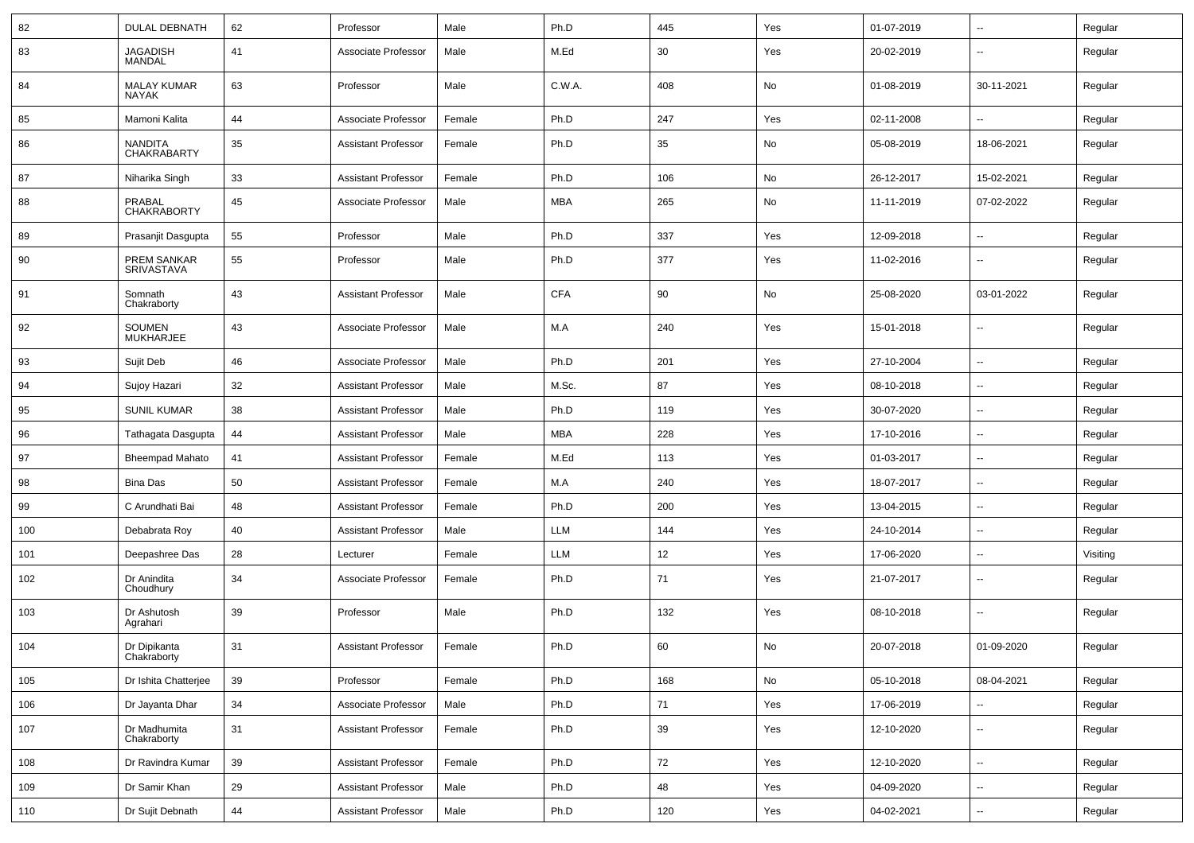| 82 | DULAL DEBNATH | 62 | Professor | Male | Ph.D | 445 | Yes | 01-07-2019 | -- | Regular |
|---|---|---|---|---|---|---|---|---|---|---|
| 83 | JAGADISH MANDAL | 41 | Associate Professor | Male | M.Ed | 30 | Yes | 20-02-2019 | -- | Regular |
| 84 | MALAY KUMAR NAYAK | 63 | Professor | Male | C.W.A. | 408 | No | 01-08-2019 | 30-11-2021 | Regular |
| 85 | Mamoni Kalita | 44 | Associate Professor | Female | Ph.D | 247 | Yes | 02-11-2008 | -- | Regular |
| 86 | NANDITA CHAKRABARTY | 35 | Assistant Professor | Female | Ph.D | 35 | No | 05-08-2019 | 18-06-2021 | Regular |
| 87 | Niharika Singh | 33 | Assistant Professor | Female | Ph.D | 106 | No | 26-12-2017 | 15-02-2021 | Regular |
| 88 | PRABAL CHAKRABORTY | 45 | Associate Professor | Male | MBA | 265 | No | 11-11-2019 | 07-02-2022 | Regular |
| 89 | Prasanjit Dasgupta | 55 | Professor | Male | Ph.D | 337 | Yes | 12-09-2018 | -- | Regular |
| 90 | PREM SANKAR SRIVASTAVA | 55 | Professor | Male | Ph.D | 377 | Yes | 11-02-2016 | -- | Regular |
| 91 | Somnath Chakraborty | 43 | Assistant Professor | Male | CFA | 90 | No | 25-08-2020 | 03-01-2022 | Regular |
| 92 | SOUMEN MUKHARJEE | 43 | Associate Professor | Male | M.A | 240 | Yes | 15-01-2018 | -- | Regular |
| 93 | Sujit Deb | 46 | Associate Professor | Male | Ph.D | 201 | Yes | 27-10-2004 | -- | Regular |
| 94 | Sujoy Hazari | 32 | Assistant Professor | Male | M.Sc. | 87 | Yes | 08-10-2018 | -- | Regular |
| 95 | SUNIL KUMAR | 38 | Assistant Professor | Male | Ph.D | 119 | Yes | 30-07-2020 | -- | Regular |
| 96 | Tathagata Dasgupta | 44 | Assistant Professor | Male | MBA | 228 | Yes | 17-10-2016 | -- | Regular |
| 97 | Bheempad Mahato | 41 | Assistant Professor | Female | M.Ed | 113 | Yes | 01-03-2017 | -- | Regular |
| 98 | Bina Das | 50 | Assistant Professor | Female | M.A | 240 | Yes | 18-07-2017 | -- | Regular |
| 99 | C Arundhati Bai | 48 | Assistant Professor | Female | Ph.D | 200 | Yes | 13-04-2015 | -- | Regular |
| 100 | Debabrata Roy | 40 | Assistant Professor | Male | LLM | 144 | Yes | 24-10-2014 | -- | Regular |
| 101 | Deepashree Das | 28 | Lecturer | Female | LLM | 12 | Yes | 17-06-2020 | -- | Visiting |
| 102 | Dr Anindita Choudhury | 34 | Associate Professor | Female | Ph.D | 71 | Yes | 21-07-2017 | -- | Regular |
| 103 | Dr Ashutosh Agrahari | 39 | Professor | Male | Ph.D | 132 | Yes | 08-10-2018 | -- | Regular |
| 104 | Dr Dipikanta Chakraborty | 31 | Assistant Professor | Female | Ph.D | 60 | No | 20-07-2018 | 01-09-2020 | Regular |
| 105 | Dr Ishita Chatterjee | 39 | Professor | Female | Ph.D | 168 | No | 05-10-2018 | 08-04-2021 | Regular |
| 106 | Dr Jayanta Dhar | 34 | Associate Professor | Male | Ph.D | 71 | Yes | 17-06-2019 | -- | Regular |
| 107 | Dr Madhumita Chakraborty | 31 | Assistant Professor | Female | Ph.D | 39 | Yes | 12-10-2020 | -- | Regular |
| 108 | Dr Ravindra Kumar | 39 | Assistant Professor | Female | Ph.D | 72 | Yes | 12-10-2020 | -- | Regular |
| 109 | Dr Samir Khan | 29 | Assistant Professor | Male | Ph.D | 48 | Yes | 04-09-2020 | -- | Regular |
| 110 | Dr Sujit Debnath | 44 | Assistant Professor | Male | Ph.D | 120 | Yes | 04-02-2021 | -- | Regular |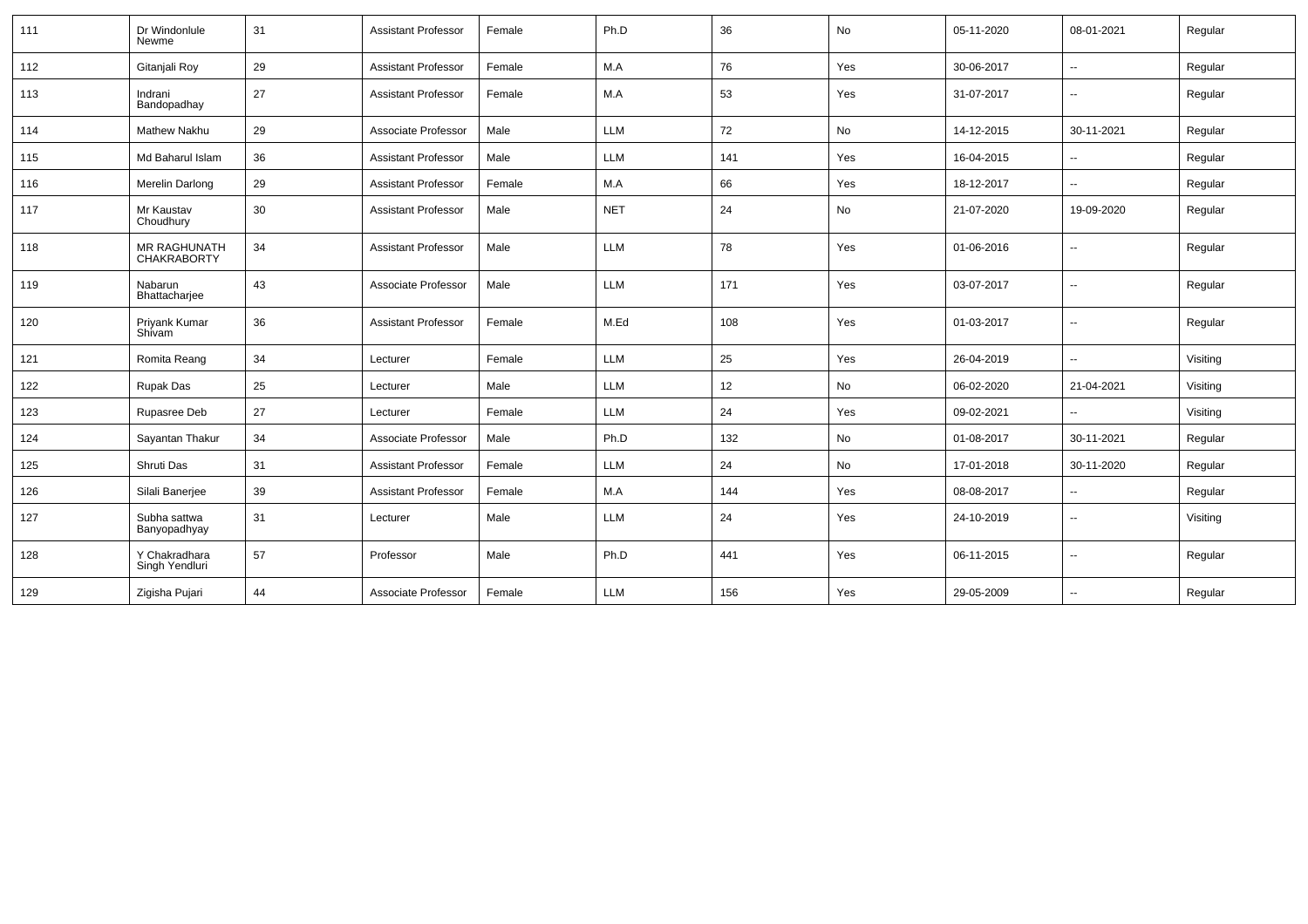| | | | | | | | | | | |
|---|---|---|---|---|---|---|---|---|---|---|
| 111 | Dr Windonlule Newme | 31 | Assistant Professor | Female | Ph.D | 36 | No | 05-11-2020 | 08-01-2021 | Regular |
| 112 | Gitanjali Roy | 29 | Assistant Professor | Female | M.A | 76 | Yes | 30-06-2017 | -- | Regular |
| 113 | Indrani Bandopadhay | 27 | Assistant Professor | Female | M.A | 53 | Yes | 31-07-2017 | -- | Regular |
| 114 | Mathew Nakhu | 29 | Associate Professor | Male | LLM | 72 | No | 14-12-2015 | 30-11-2021 | Regular |
| 115 | Md Baharul Islam | 36 | Assistant Professor | Male | LLM | 141 | Yes | 16-04-2015 | -- | Regular |
| 116 | Merelin Darlong | 29 | Assistant Professor | Female | M.A | 66 | Yes | 18-12-2017 | -- | Regular |
| 117 | Mr Kaustav Choudhury | 30 | Assistant Professor | Male | NET | 24 | No | 21-07-2020 | 19-09-2020 | Regular |
| 118 | MR RAGHUNATH CHAKRABORTY | 34 | Assistant Professor | Male | LLM | 78 | Yes | 01-06-2016 | -- | Regular |
| 119 | Nabarun Bhattacharjee | 43 | Associate Professor | Male | LLM | 171 | Yes | 03-07-2017 | -- | Regular |
| 120 | Priyank Kumar Shivam | 36 | Assistant Professor | Female | M.Ed | 108 | Yes | 01-03-2017 | -- | Regular |
| 121 | Romita Reang | 34 | Lecturer | Female | LLM | 25 | Yes | 26-04-2019 | -- | Visiting |
| 122 | Rupak Das | 25 | Lecturer | Male | LLM | 12 | No | 06-02-2020 | 21-04-2021 | Visiting |
| 123 | Rupasree Deb | 27 | Lecturer | Female | LLM | 24 | Yes | 09-02-2021 | -- | Visiting |
| 124 | Sayantan Thakur | 34 | Associate Professor | Male | Ph.D | 132 | No | 01-08-2017 | 30-11-2021 | Regular |
| 125 | Shruti Das | 31 | Assistant Professor | Female | LLM | 24 | No | 17-01-2018 | 30-11-2020 | Regular |
| 126 | Silali Banerjee | 39 | Assistant Professor | Female | M.A | 144 | Yes | 08-08-2017 | -- | Regular |
| 127 | Subha sattwa Banyopadhyay | 31 | Lecturer | Male | LLM | 24 | Yes | 24-10-2019 | -- | Visiting |
| 128 | Y Chakradhara Singh Yendluri | 57 | Professor | Male | Ph.D | 441 | Yes | 06-11-2015 | -- | Regular |
| 129 | Zigisha Pujari | 44 | Associate Professor | Female | LLM | 156 | Yes | 29-05-2009 | -- | Regular |